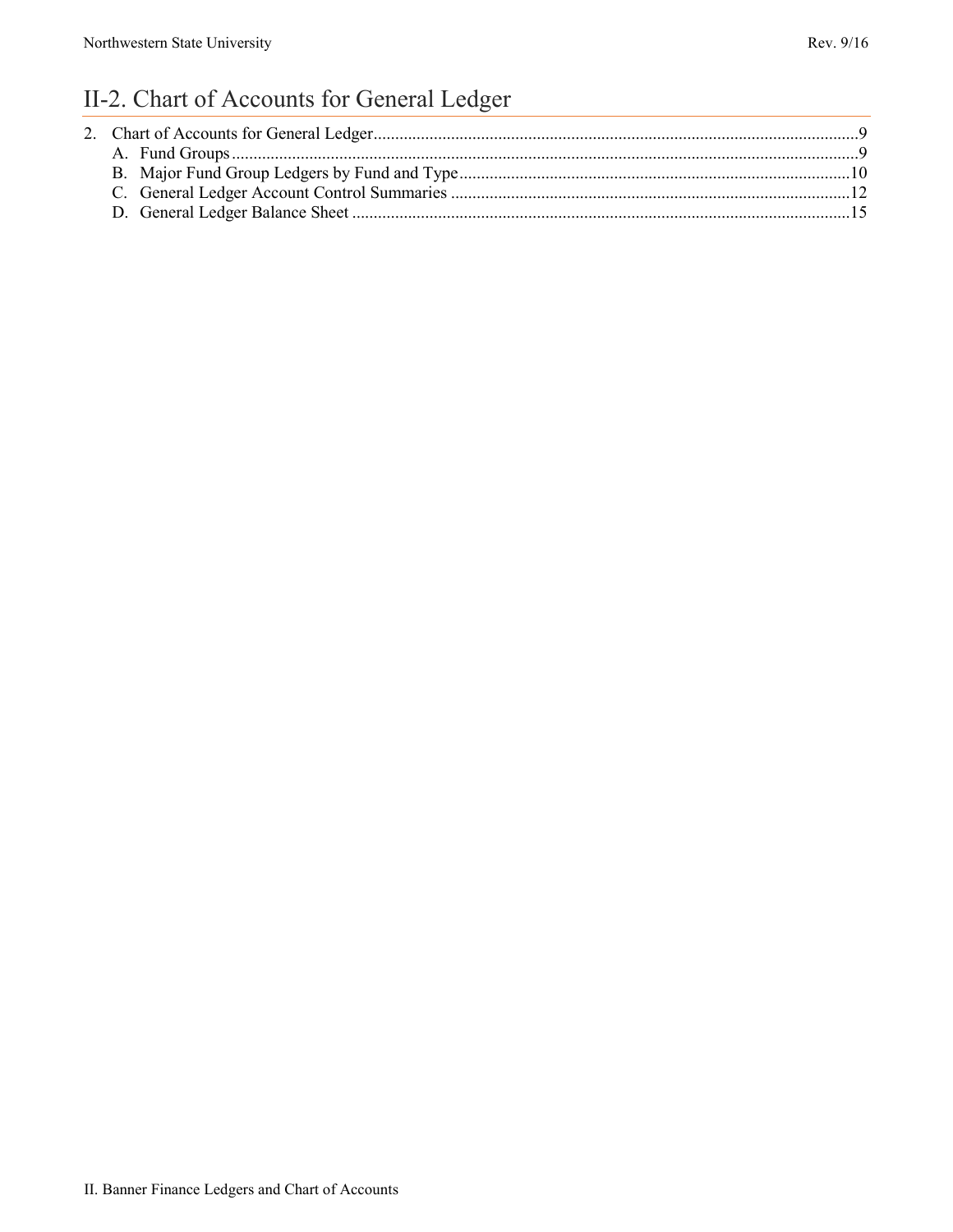# II-2. Chart of Accounts for General Ledger

2. Chart of Accounts for General Ledger ........ 9
   - A. Fund Groups ........ 9
   - B. Major Fund Group Ledgers by Fund and Type ........ 10
   - C. General Ledger Account Control Summaries ........ 12
   - D. General Ledger Balance Sheet ........ 15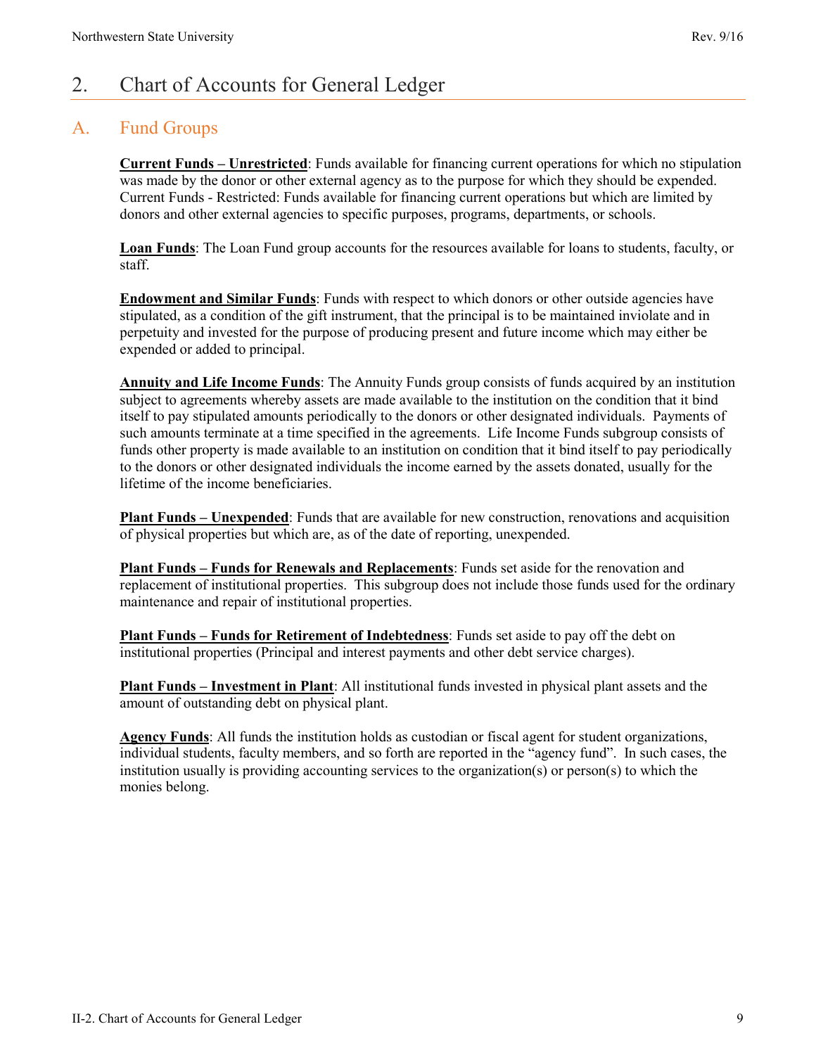# 2. Chart of Accounts for General Ledger

## A. Fund Groups

**Current Funds – Unrestricted**: Funds available for financing current operations for which no stipulation was made by the donor or other external agency as to the purpose for which they should be expended. Current Funds - Restricted: Funds available for financing current operations but which are limited by donors and other external agencies to specific purposes, programs, departments, or schools.

**Loan Funds**: The Loan Fund group accounts for the resources available for loans to students, faculty, or staff.

**Endowment and Similar Funds**: Funds with respect to which donors or other outside agencies have stipulated, as a condition of the gift instrument, that the principal is to be maintained inviolate and in perpetuity and invested for the purpose of producing present and future income which may either be expended or added to principal.

**Annuity and Life Income Funds**: The Annuity Funds group consists of funds acquired by an institution subject to agreements whereby assets are made available to the institution on the condition that it bind itself to pay stipulated amounts periodically to the donors or other designated individuals. Payments of such amounts terminate at a time specified in the agreements. Life Income Funds subgroup consists of funds other property is made available to an institution on condition that it bind itself to pay periodically to the donors or other designated individuals the income earned by the assets donated, usually for the lifetime of the income beneficiaries.

**Plant Funds – Unexpended**: Funds that are available for new construction, renovations and acquisition of physical properties but which are, as of the date of reporting, unexpended.

**Plant Funds – Funds for Renewals and Replacements**: Funds set aside for the renovation and replacement of institutional properties. This subgroup does not include those funds used for the ordinary maintenance and repair of institutional properties.

**Plant Funds – Funds for Retirement of Indebtedness**: Funds set aside to pay off the debt on institutional properties (Principal and interest payments and other debt service charges).

**Plant Funds – Investment in Plant**: All institutional funds invested in physical plant assets and the amount of outstanding debt on physical plant.

**Agency Funds**: All funds the institution holds as custodian or fiscal agent for student organizations, individual students, faculty members, and so forth are reported in the "agency fund". In such cases, the institution usually is providing accounting services to the organization(s) or person(s) to which the monies belong.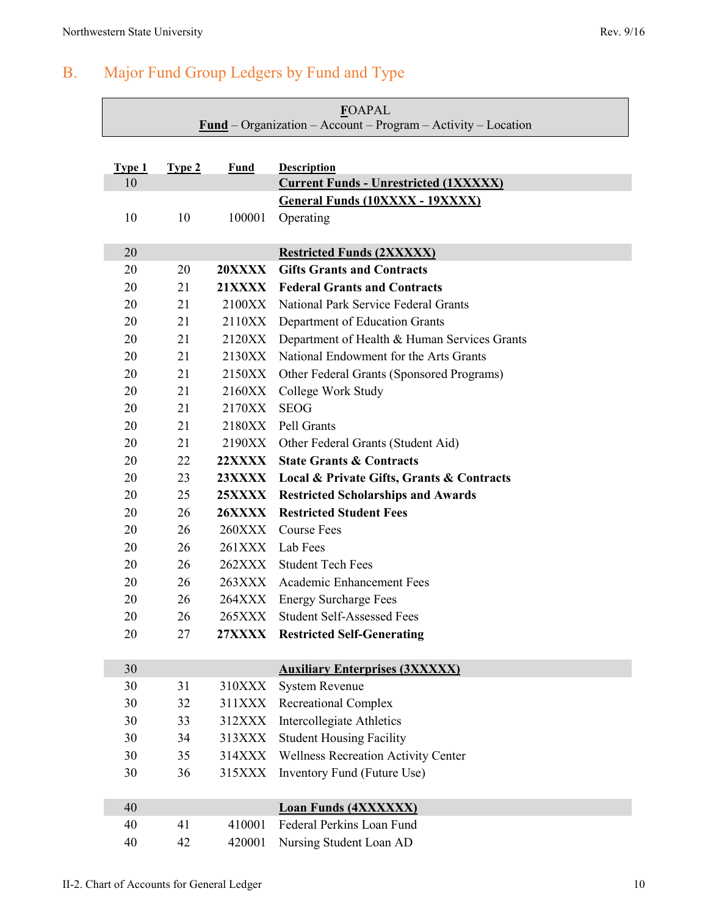## B. Major Fund Group Ledgers by Fund and Type

**F**OAPAL

**Fund** – Organization – Account – Program – Activity – Location

| Type 1 | Type 2 | Fund | Description |
|---|---|---|---|
| 10 | | | **Current Funds - Unrestricted (1XXXXX)** |
| | | | **General Funds (10XXXX - 19XXXX)** |
| 10 | 10 | 100001 | Operating |
| 20 | | | **Restricted Funds (2XXXXX)** |
| 20 | 20 | **20XXXX** | **Gifts Grants and Contracts** |
| 20 | 21 | **21XXXX** | **Federal Grants and Contracts** |
| 20 | 21 | 2100XX | National Park Service Federal Grants |
| 20 | 21 | 2110XX | Department of Education Grants |
| 20 | 21 | 2120XX | Department of Health & Human Services Grants |
| 20 | 21 | 2130XX | National Endowment for the Arts Grants |
| 20 | 21 | 2150XX | Other Federal Grants (Sponsored Programs) |
| 20 | 21 | 2160XX | College Work Study |
| 20 | 21 | 2170XX | SEOG |
| 20 | 21 | 2180XX | Pell Grants |
| 20 | 21 | 2190XX | Other Federal Grants (Student Aid) |
| 20 | 22 | **22XXXX** | **State Grants & Contracts** |
| 20 | 23 | **23XXXX** | **Local & Private Gifts, Grants & Contracts** |
| 20 | 25 | **25XXXX** | **Restricted Scholarships and Awards** |
| 20 | 26 | **26XXXX** | **Restricted Student Fees** |
| 20 | 26 | 260XXX | Course Fees |
| 20 | 26 | 261XXX | Lab Fees |
| 20 | 26 | 262XXX | Student Tech Fees |
| 20 | 26 | 263XXX | Academic Enhancement Fees |
| 20 | 26 | 264XXX | Energy Surcharge Fees |
| 20 | 26 | 265XXX | Student Self-Assessed Fees |
| 20 | 27 | **27XXXX** | **Restricted Self-Generating** |
| 30 | | | **Auxiliary Enterprises (3XXXXX)** |
| 30 | 31 | 310XXX | System Revenue |
| 30 | 32 | 311XXX | Recreational Complex |
| 30 | 33 | 312XXX | Intercollegiate Athletics |
| 30 | 34 | 313XXX | Student Housing Facility |
| 30 | 35 | 314XXX | Wellness Recreation Activity Center |
| 30 | 36 | 315XXX | Inventory Fund (Future Use) |
| 40 | | | **Loan Funds (4XXXXXX)** |
| 40 | 41 | 410001 | Federal Perkins Loan Fund |
| 40 | 42 | 420001 | Nursing Student Loan AD |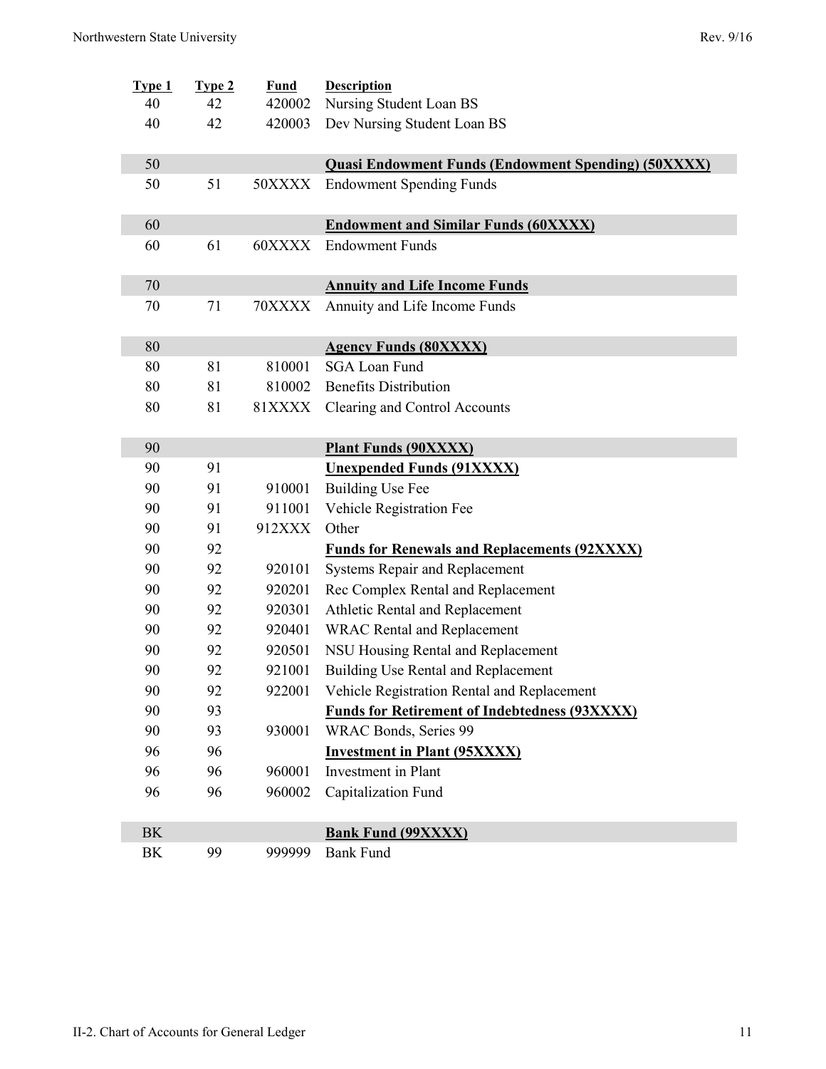| Type 1 | Type 2 | Fund | Description |
|---|---|---|---|
| 40 | 42 | 420002 | Nursing Student Loan BS |
| 40 | 42 | 420003 | Dev Nursing Student Loan BS |
| | | | |
| 50 | | | **Quasi Endowment Funds (Endowment Spending) (50XXXX)** |
| 50 | 51 | 50XXXX | Endowment Spending Funds |
| | | | |
| 60 | | | **Endowment and Similar Funds (60XXXX)** |
| 60 | 61 | 60XXXX | Endowment Funds |
| | | | |
| 70 | | | **Annuity and Life Income Funds** |
| 70 | 71 | 70XXXX | Annuity and Life Income Funds |
| | | | |
| 80 | | | **Agency Funds (80XXXX)** |
| 80 | 81 | 810001 | SGA Loan Fund |
| 80 | 81 | 810002 | Benefits Distribution |
| 80 | 81 | 81XXXX | Clearing and Control Accounts |
| | | | |
| 90 | | | **Plant Funds (90XXXX)** |
| 90 | 91 | | **Unexpended Funds (91XXXX)** |
| 90 | 91 | 910001 | Building Use Fee |
| 90 | 91 | 911001 | Vehicle Registration Fee |
| 90 | 91 | 912XXX | Other |
| 90 | 92 | | **Funds for Renewals and Replacements (92XXXX)** |
| 90 | 92 | 920101 | Systems Repair and Replacement |
| 90 | 92 | 920201 | Rec Complex Rental and Replacement |
| 90 | 92 | 920301 | Athletic Rental and Replacement |
| 90 | 92 | 920401 | WRAC Rental and Replacement |
| 90 | 92 | 920501 | NSU Housing Rental and Replacement |
| 90 | 92 | 921001 | Building Use Rental and Replacement |
| 90 | 92 | 922001 | Vehicle Registration Rental and Replacement |
| 90 | 93 | | **Funds for Retirement of Indebtedness (93XXXX)** |
| 90 | 93 | 930001 | WRAC Bonds, Series 99 |
| 96 | 96 | | **Investment in Plant (95XXXX)** |
| 96 | 96 | 960001 | Investment in Plant |
| 96 | 96 | 960002 | Capitalization Fund |
| | | | |
| BK | | | **Bank Fund (99XXXX)** |
| BK | 99 | 999999 | Bank Fund |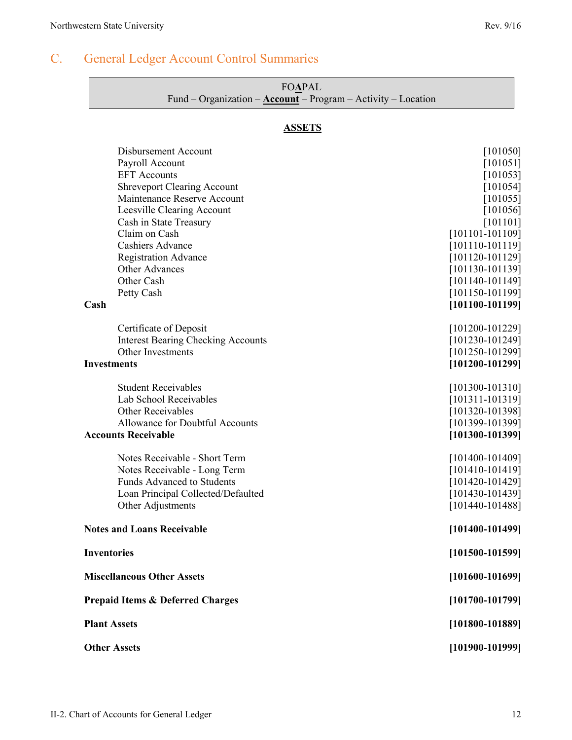## C. General Ledger Account Control Summaries

| FOAPAL |
|---|
| Fund – Organization – **Account** – Program – Activity – Location |

**ASSETS**

| Account | Range |
|---|---|
| Disbursement Account | [101050] |
| Payroll Account | [101051] |
| EFT Accounts | [101053] |
| Shreveport Clearing Account | [101054] |
| Maintenance Reserve Account | [101055] |
| Leesville Clearing Account | [101056] |
| Cash in State Treasury | [101101] |
| Claim on Cash | [101101-101109] |
| Cashiers Advance | [101110-101119] |
| Registration Advance | [101120-101129] |
| Other Advances | [101130-101139] |
| Other Cash | [101140-101149] |
| Petty Cash | [101150-101199] |
| **Cash** | **[101100-101199]** |
| | |
| Certificate of Deposit | [101200-101229] |
| Interest Bearing Checking Accounts | [101230-101249] |
| Other Investments | [101250-101299] |
| **Investments** | **[101200-101299]** |
| | |
| Student Receivables | [101300-101310] |
| Lab School Receivables | [101311-101319] |
| Other Receivables | [101320-101398] |
| Allowance for Doubtful Accounts | [101399-101399] |
| **Accounts Receivable** | **[101300-101399]** |
| | |
| Notes Receivable - Short Term | [101400-101409] |
| Notes Receivable - Long Term | [101410-101419] |
| Funds Advanced to Students | [101420-101429] |
| Loan Principal Collected/Defaulted | [101430-101439] |
| Other Adjustments | [101440-101488] |
| | |
| **Notes and Loans Receivable** | **[101400-101499]** |
| | |
| **Inventories** | **[101500-101599]** |
| | |
| **Miscellaneous Other Assets** | **[101600-101699]** |
| | |
| **Prepaid Items & Deferred Charges** | **[101700-101799]** |
| | |
| **Plant Assets** | **[101800-101889]** |
| | |
| **Other Assets** | **[101900-101999]** |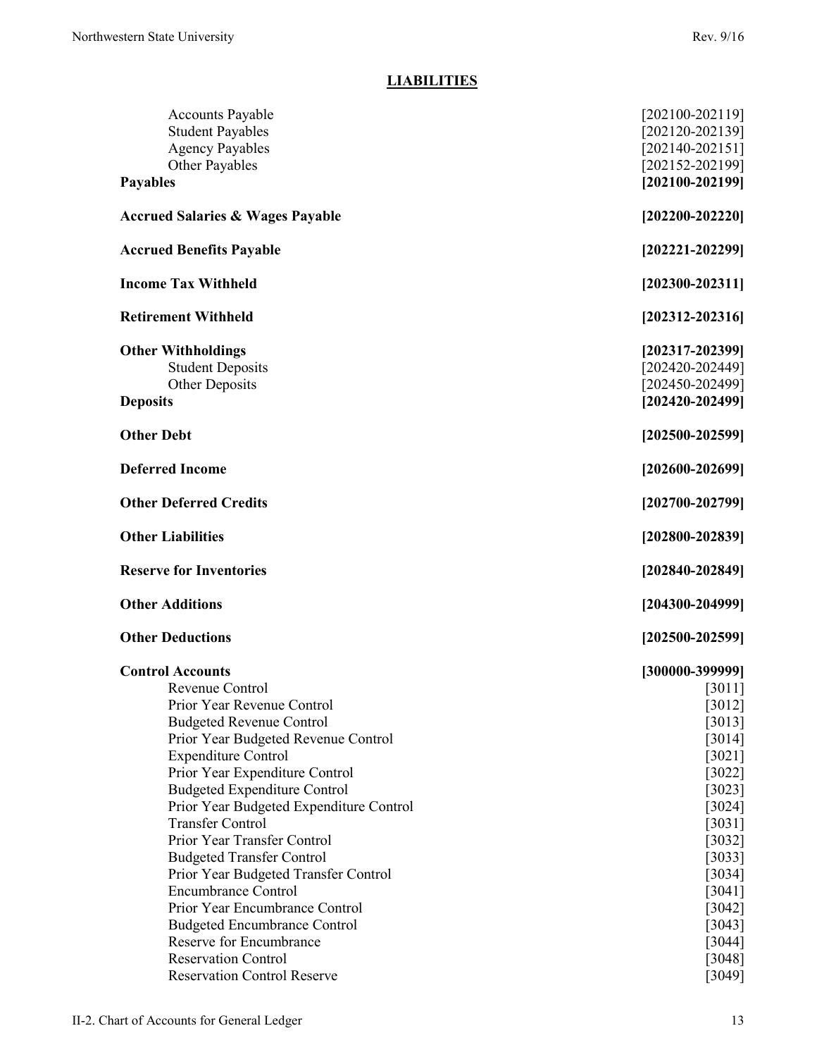## LIABILITIES

| Account | Range |
|---|---|
| Accounts Payable | [202100-202119] |
| Student Payables | [202120-202139] |
| Agency Payables | [202140-202151] |
| Other Payables | [202152-202199] |
| **Payables** | **[202100-202199]** |
| **Accrued Salaries & Wages Payable** | **[202200-202220]** |
| **Accrued Benefits Payable** | **[202221-202299]** |
| **Income Tax Withheld** | **[202300-202311]** |
| **Retirement Withheld** | **[202312-202316]** |
| **Other Withholdings** | **[202317-202399]** |
| Student Deposits | [202420-202449] |
| Other Deposits | [202450-202499] |
| **Deposits** | **[202420-202499]** |
| **Other Debt** | **[202500-202599]** |
| **Deferred Income** | **[202600-202699]** |
| **Other Deferred Credits** | **[202700-202799]** |
| **Other Liabilities** | **[202800-202839]** |
| **Reserve for Inventories** | **[202840-202849]** |
| **Other Additions** | **[204300-204999]** |
| **Other Deductions** | **[202500-202599]** |
| **Control Accounts** | **[300000-399999]** |
| Revenue Control | [3011] |
| Prior Year Revenue Control | [3012] |
| Budgeted Revenue Control | [3013] |
| Prior Year Budgeted Revenue Control | [3014] |
| Expenditure Control | [3021] |
| Prior Year Expenditure Control | [3022] |
| Budgeted Expenditure Control | [3023] |
| Prior Year Budgeted Expenditure Control | [3024] |
| Transfer Control | [3031] |
| Prior Year Transfer Control | [3032] |
| Budgeted Transfer Control | [3033] |
| Prior Year Budgeted Transfer Control | [3034] |
| Encumbrance Control | [3041] |
| Prior Year Encumbrance Control | [3042] |
| Budgeted Encumbrance Control | [3043] |
| Reserve for Encumbrance | [3044] |
| Reservation Control | [3048] |
| Reservation Control Reserve | [3049] |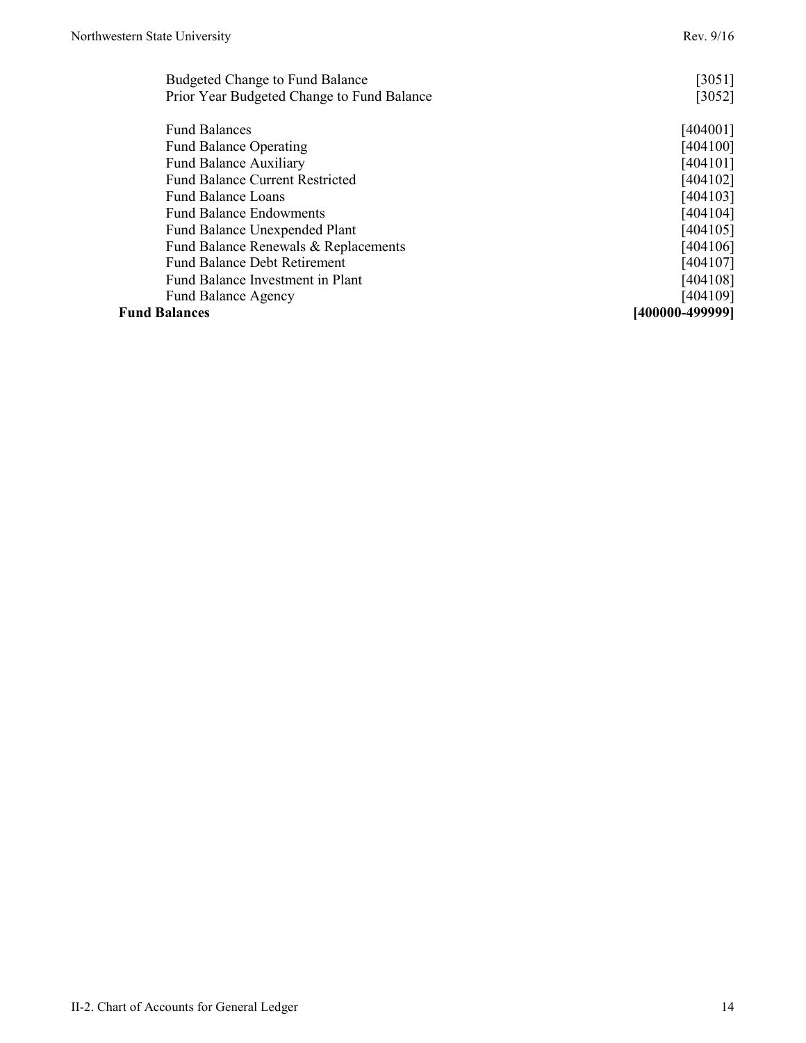| | |
|---|---|
| Budgeted Change to Fund Balance | [3051] |
| Prior Year Budgeted Change to Fund Balance | [3052] |
| | |
| Fund Balances | [404001] |
| Fund Balance Operating | [404100] |
| Fund Balance Auxiliary | [404101] |
| Fund Balance Current Restricted | [404102] |
| Fund Balance Loans | [404103] |
| Fund Balance Endowments | [404104] |
| Fund Balance Unexpended Plant | [404105] |
| Fund Balance Renewals & Replacements | [404106] |
| Fund Balance Debt Retirement | [404107] |
| Fund Balance Investment in Plant | [404108] |
| Fund Balance Agency | [404109] |
| **Fund Balances** | **[400000-499999]** |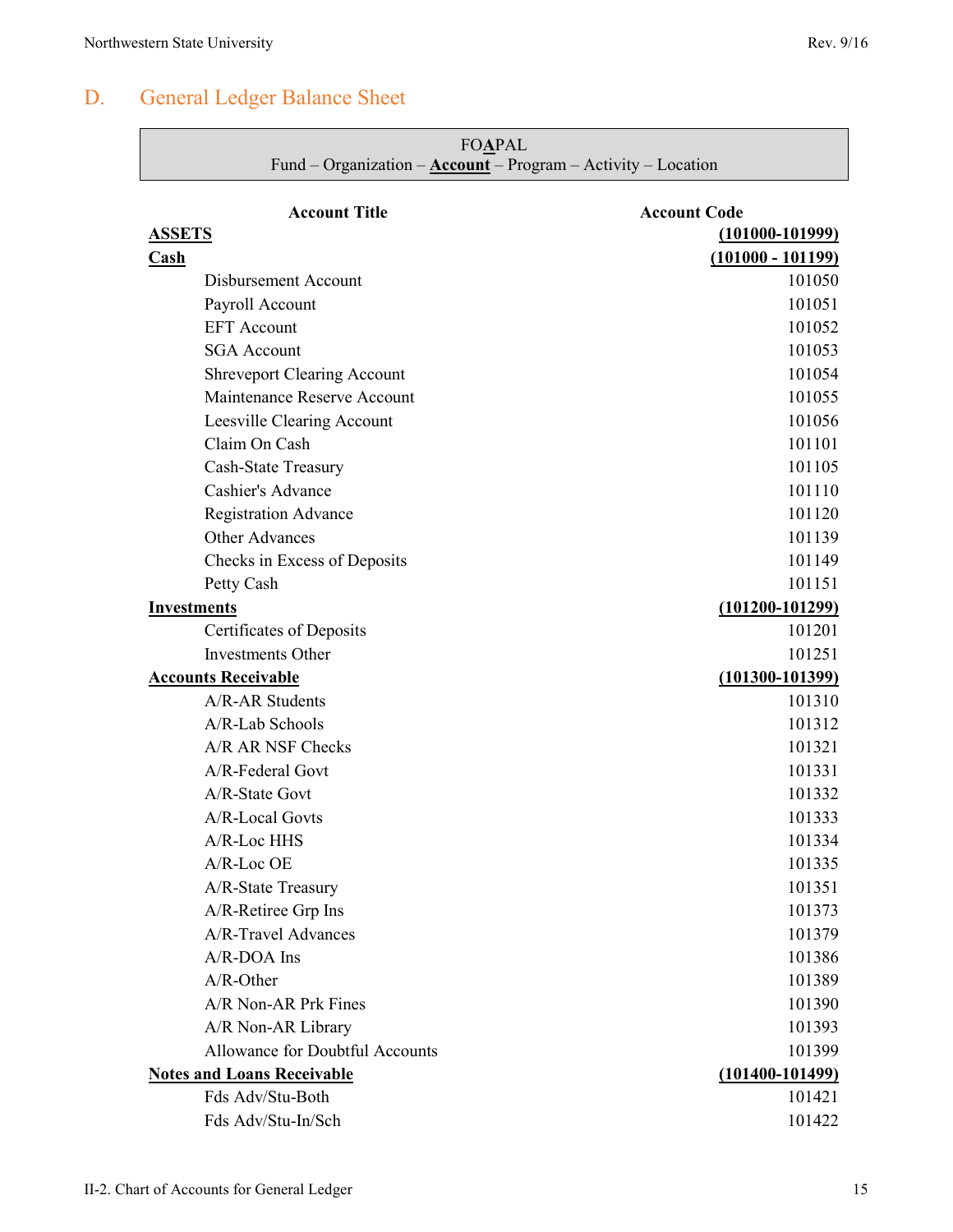## D. General Ledger Balance Sheet

| FOAPAL |
|---|
| Fund – Organization – **Account** – Program – Activity – Location |

| Account Title | Account Code |
|---|---|
| **ASSETS** | **(101000-101999)** |
| **Cash** | **(101000 - 101199)** |
| Disbursement Account | 101050 |
| Payroll Account | 101051 |
| EFT Account | 101052 |
| SGA Account | 101053 |
| Shreveport Clearing Account | 101054 |
| Maintenance Reserve Account | 101055 |
| Leesville Clearing Account | 101056 |
| Claim On Cash | 101101 |
| Cash-State Treasury | 101105 |
| Cashier's Advance | 101110 |
| Registration Advance | 101120 |
| Other Advances | 101139 |
| Checks in Excess of Deposits | 101149 |
| Petty Cash | 101151 |
| **Investments** | **(101200-101299)** |
| Certificates of Deposits | 101201 |
| Investments Other | 101251 |
| **Accounts Receivable** | **(101300-101399)** |
| A/R-AR Students | 101310 |
| A/R-Lab Schools | 101312 |
| A/R AR NSF Checks | 101321 |
| A/R-Federal Govt | 101331 |
| A/R-State Govt | 101332 |
| A/R-Local Govts | 101333 |
| A/R-Loc HHS | 101334 |
| A/R-Loc OE | 101335 |
| A/R-State Treasury | 101351 |
| A/R-Retiree Grp Ins | 101373 |
| A/R-Travel Advances | 101379 |
| A/R-DOA Ins | 101386 |
| A/R-Other | 101389 |
| A/R Non-AR Prk Fines | 101390 |
| A/R Non-AR Library | 101393 |
| Allowance for Doubtful Accounts | 101399 |
| **Notes and Loans Receivable** | **(101400-101499)** |
| Fds Adv/Stu-Both | 101421 |
| Fds Adv/Stu-In/Sch | 101422 |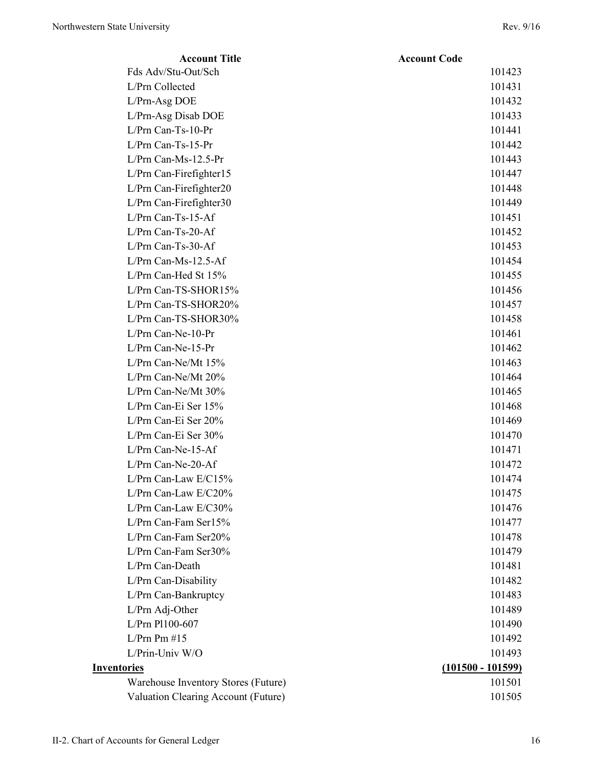| Account Title | Account Code |
|---|---|
| Fds Adv/Stu-Out/Sch | 101423 |
| L/Prn Collected | 101431 |
| L/Prn-Asg DOE | 101432 |
| L/Prn-Asg Disab DOE | 101433 |
| L/Prn Can-Ts-10-Pr | 101441 |
| L/Prn Can-Ts-15-Pr | 101442 |
| L/Prn Can-Ms-12.5-Pr | 101443 |
| L/Prn Can-Firefighter15 | 101447 |
| L/Prn Can-Firefighter20 | 101448 |
| L/Prn Can-Firefighter30 | 101449 |
| L/Prn Can-Ts-15-Af | 101451 |
| L/Prn Can-Ts-20-Af | 101452 |
| L/Prn Can-Ts-30-Af | 101453 |
| L/Prn Can-Ms-12.5-Af | 101454 |
| L/Prn Can-Hed St 15% | 101455 |
| L/Prn Can-TS-SHOR15% | 101456 |
| L/Prn Can-TS-SHOR20% | 101457 |
| L/Prn Can-TS-SHOR30% | 101458 |
| L/Prn Can-Ne-10-Pr | 101461 |
| L/Prn Can-Ne-15-Pr | 101462 |
| L/Prn Can-Ne/Mt 15% | 101463 |
| L/Prn Can-Ne/Mt 20% | 101464 |
| L/Prn Can-Ne/Mt 30% | 101465 |
| L/Prn Can-Ei Ser 15% | 101468 |
| L/Prn Can-Ei Ser 20% | 101469 |
| L/Prn Can-Ei Ser 30% | 101470 |
| L/Prn Can-Ne-15-Af | 101471 |
| L/Prn Can-Ne-20-Af | 101472 |
| L/Prn Can-Law E/C15% | 101474 |
| L/Prn Can-Law E/C20% | 101475 |
| L/Prn Can-Law E/C30% | 101476 |
| L/Prn Can-Fam Ser15% | 101477 |
| L/Prn Can-Fam Ser20% | 101478 |
| L/Prn Can-Fam Ser30% | 101479 |
| L/Prn Can-Death | 101481 |
| L/Prn Can-Disability | 101482 |
| L/Prn Can-Bankruptcy | 101483 |
| L/Prn Adj-Other | 101489 |
| L/Prn Pl100-607 | 101490 |
| L/Prn Pm #15 | 101492 |
| L/Prin-Univ W/O | 101493 |
| **Inventories** | **(101500 - 101599)** |
| Warehouse Inventory Stores (Future) | 101501 |
| Valuation Clearing Account (Future) | 101505 |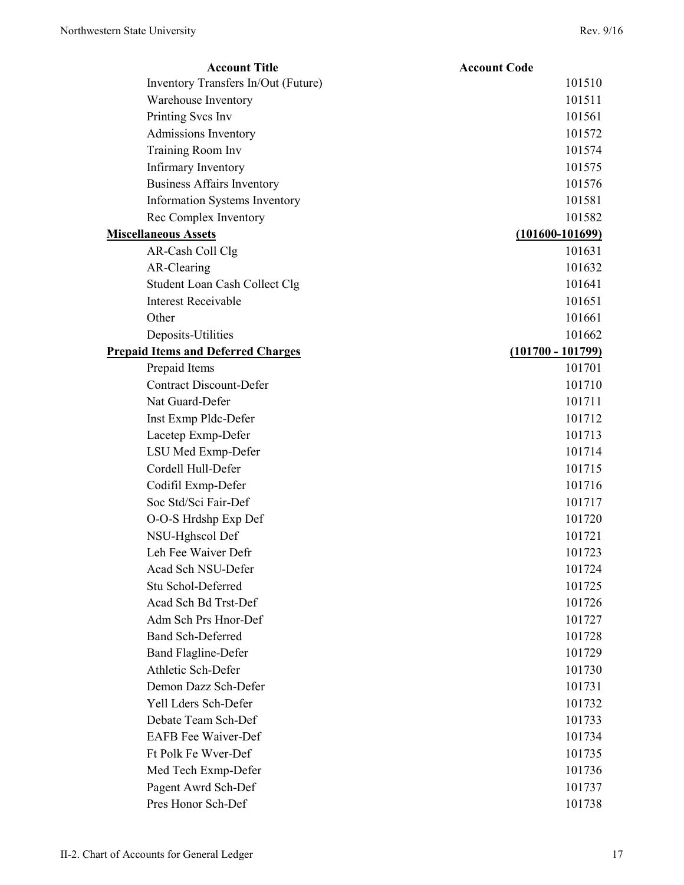| Account Title | Account Code |
|---|---|
| Inventory Transfers In/Out (Future) | 101510 |
| Warehouse Inventory | 101511 |
| Printing Svcs Inv | 101561 |
| Admissions Inventory | 101572 |
| Training Room Inv | 101574 |
| Infirmary Inventory | 101575 |
| Business Affairs Inventory | 101576 |
| Information Systems Inventory | 101581 |
| Rec Complex Inventory | 101582 |
| **Miscellaneous Assets** | **(101600-101699)** |
| AR-Cash Coll Clg | 101631 |
| AR-Clearing | 101632 |
| Student Loan Cash Collect Clg | 101641 |
| Interest Receivable | 101651 |
| Other | 101661 |
| Deposits-Utilities | 101662 |
| **Prepaid Items and Deferred Charges** | **(101700 - 101799)** |
| Prepaid Items | 101701 |
| Contract Discount-Defer | 101710 |
| Nat Guard-Defer | 101711 |
| Inst Exmp Pldc-Defer | 101712 |
| Lacetep Exmp-Defer | 101713 |
| LSU Med Exmp-Defer | 101714 |
| Cordell Hull-Defer | 101715 |
| Codifil Exmp-Defer | 101716 |
| Soc Std/Sci Fair-Def | 101717 |
| O-O-S Hrdshp Exp Def | 101720 |
| NSU-Hghscol Def | 101721 |
| Leh Fee Waiver Defr | 101723 |
| Acad Sch NSU-Defer | 101724 |
| Stu Schol-Deferred | 101725 |
| Acad Sch Bd Trst-Def | 101726 |
| Adm Sch Prs Hnor-Def | 101727 |
| Band Sch-Deferred | 101728 |
| Band Flagline-Defer | 101729 |
| Athletic Sch-Defer | 101730 |
| Demon Dazz Sch-Defer | 101731 |
| Yell Lders Sch-Defer | 101732 |
| Debate Team Sch-Def | 101733 |
| EAFB Fee Waiver-Def | 101734 |
| Ft Polk Fe Wver-Def | 101735 |
| Med Tech Exmp-Defer | 101736 |
| Pagent Awrd Sch-Def | 101737 |
| Pres Honor Sch-Def | 101738 |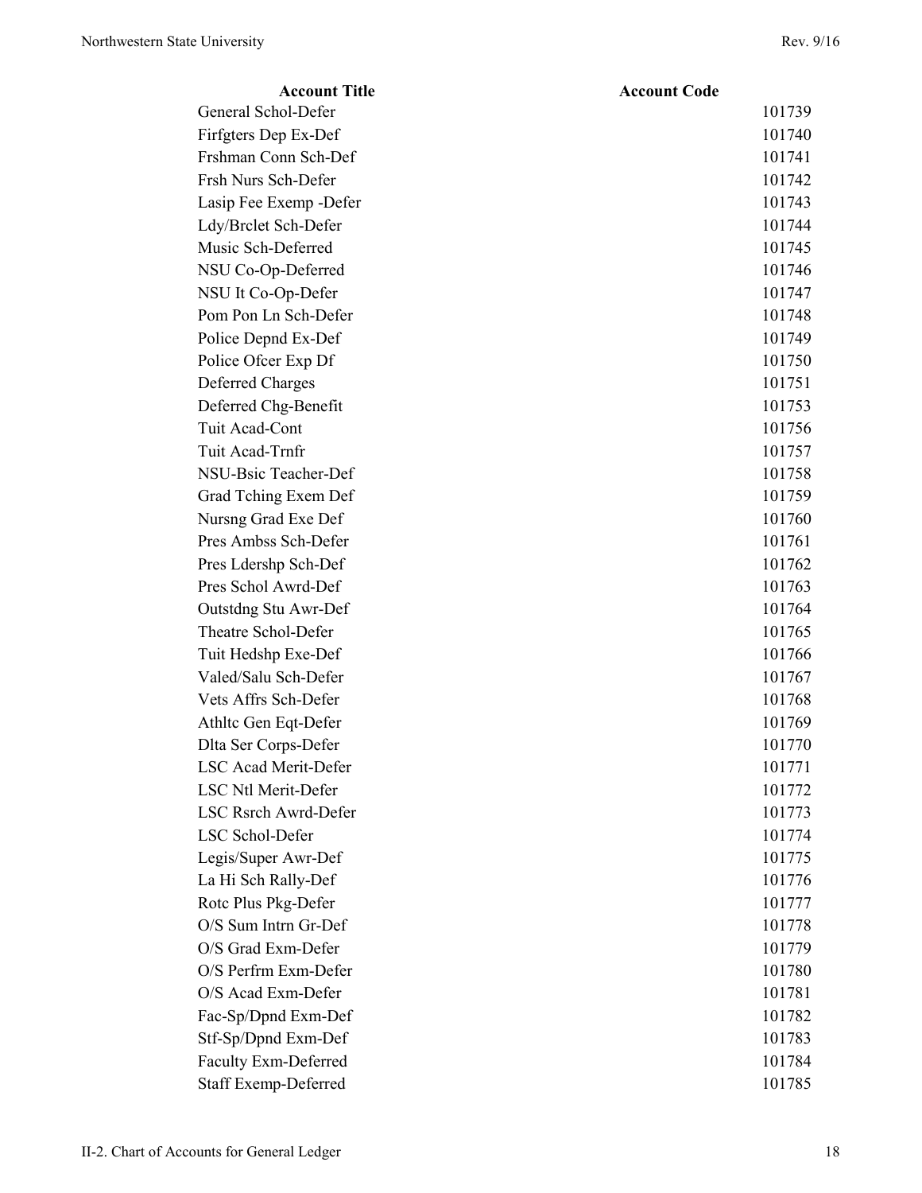| Account Title | Account Code |
|---|---|
| General Schol-Defer | 101739 |
| Firfgters Dep Ex-Def | 101740 |
| Frshman Conn Sch-Def | 101741 |
| Frsh Nurs Sch-Defer | 101742 |
| Lasip Fee Exemp -Defer | 101743 |
| Ldy/Brclet Sch-Defer | 101744 |
| Music Sch-Deferred | 101745 |
| NSU Co-Op-Deferred | 101746 |
| NSU It Co-Op-Defer | 101747 |
| Pom Pon Ln Sch-Defer | 101748 |
| Police Depnd Ex-Def | 101749 |
| Police Ofcer Exp Df | 101750 |
| Deferred Charges | 101751 |
| Deferred Chg-Benefit | 101753 |
| Tuit Acad-Cont | 101756 |
| Tuit Acad-Trnfr | 101757 |
| NSU-Bsic Teacher-Def | 101758 |
| Grad Tching Exem Def | 101759 |
| Nursng Grad Exe Def | 101760 |
| Pres Ambss Sch-Defer | 101761 |
| Pres Ldershp Sch-Def | 101762 |
| Pres Schol Awrd-Def | 101763 |
| Outstdng Stu Awr-Def | 101764 |
| Theatre Schol-Defer | 101765 |
| Tuit Hedshp Exe-Def | 101766 |
| Valed/Salu Sch-Defer | 101767 |
| Vets Affrs Sch-Defer | 101768 |
| Athltc Gen Eqt-Defer | 101769 |
| Dlta Ser Corps-Defer | 101770 |
| LSC Acad Merit-Defer | 101771 |
| LSC Ntl Merit-Defer | 101772 |
| LSC Rsrch Awrd-Defer | 101773 |
| LSC Schol-Defer | 101774 |
| Legis/Super Awr-Def | 101775 |
| La Hi Sch Rally-Def | 101776 |
| Rotc Plus Pkg-Defer | 101777 |
| O/S Sum Intrn Gr-Def | 101778 |
| O/S Grad Exm-Defer | 101779 |
| O/S Perfrm Exm-Defer | 101780 |
| O/S Acad Exm-Defer | 101781 |
| Fac-Sp/Dpnd Exm-Def | 101782 |
| Stf-Sp/Dpnd Exm-Def | 101783 |
| Faculty Exm-Deferred | 101784 |
| Staff Exemp-Deferred | 101785 |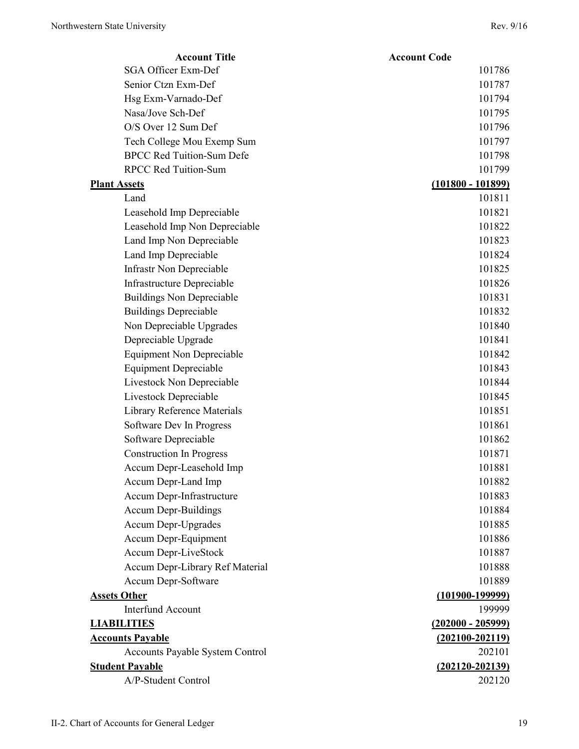| Account Title | Account Code |
|---|---|
| SGA Officer Exm-Def | 101786 |
| Senior Ctzn Exm-Def | 101787 |
| Hsg Exm-Varnado-Def | 101794 |
| Nasa/Jove Sch-Def | 101795 |
| O/S Over 12 Sum Def | 101796 |
| Tech College Mou Exemp Sum | 101797 |
| BPCC Red Tuition-Sum Defe | 101798 |
| RPCC Red Tuition-Sum | 101799 |
| **Plant Assets** | **(101800 - 101899)** |
| Land | 101811 |
| Leasehold Imp Depreciable | 101821 |
| Leasehold Imp Non Depreciable | 101822 |
| Land Imp Non Depreciable | 101823 |
| Land Imp Depreciable | 101824 |
| Infrastr Non Depreciable | 101825 |
| Infrastructure Depreciable | 101826 |
| Buildings Non Depreciable | 101831 |
| Buildings Depreciable | 101832 |
| Non Depreciable Upgrades | 101840 |
| Depreciable Upgrade | 101841 |
| Equipment Non Depreciable | 101842 |
| Equipment Depreciable | 101843 |
| Livestock Non Depreciable | 101844 |
| Livestock Depreciable | 101845 |
| Library Reference Materials | 101851 |
| Software Dev In Progress | 101861 |
| Software Depreciable | 101862 |
| Construction In Progress | 101871 |
| Accum Depr-Leasehold Imp | 101881 |
| Accum Depr-Land Imp | 101882 |
| Accum Depr-Infrastructure | 101883 |
| Accum Depr-Buildings | 101884 |
| Accum Depr-Upgrades | 101885 |
| Accum Depr-Equipment | 101886 |
| Accum Depr-LiveStock | 101887 |
| Accum Depr-Library Ref Material | 101888 |
| Accum Depr-Software | 101889 |
| **Assets Other** | **(101900-199999)** |
| Interfund Account | 199999 |
| **LIABILITIES** | **(202000 - 205999)** |
| **Accounts Payable** | **(202100-202119)** |
| Accounts Payable System Control | 202101 |
| **Student Payable** | **(202120-202139)** |
| A/P-Student Control | 202120 |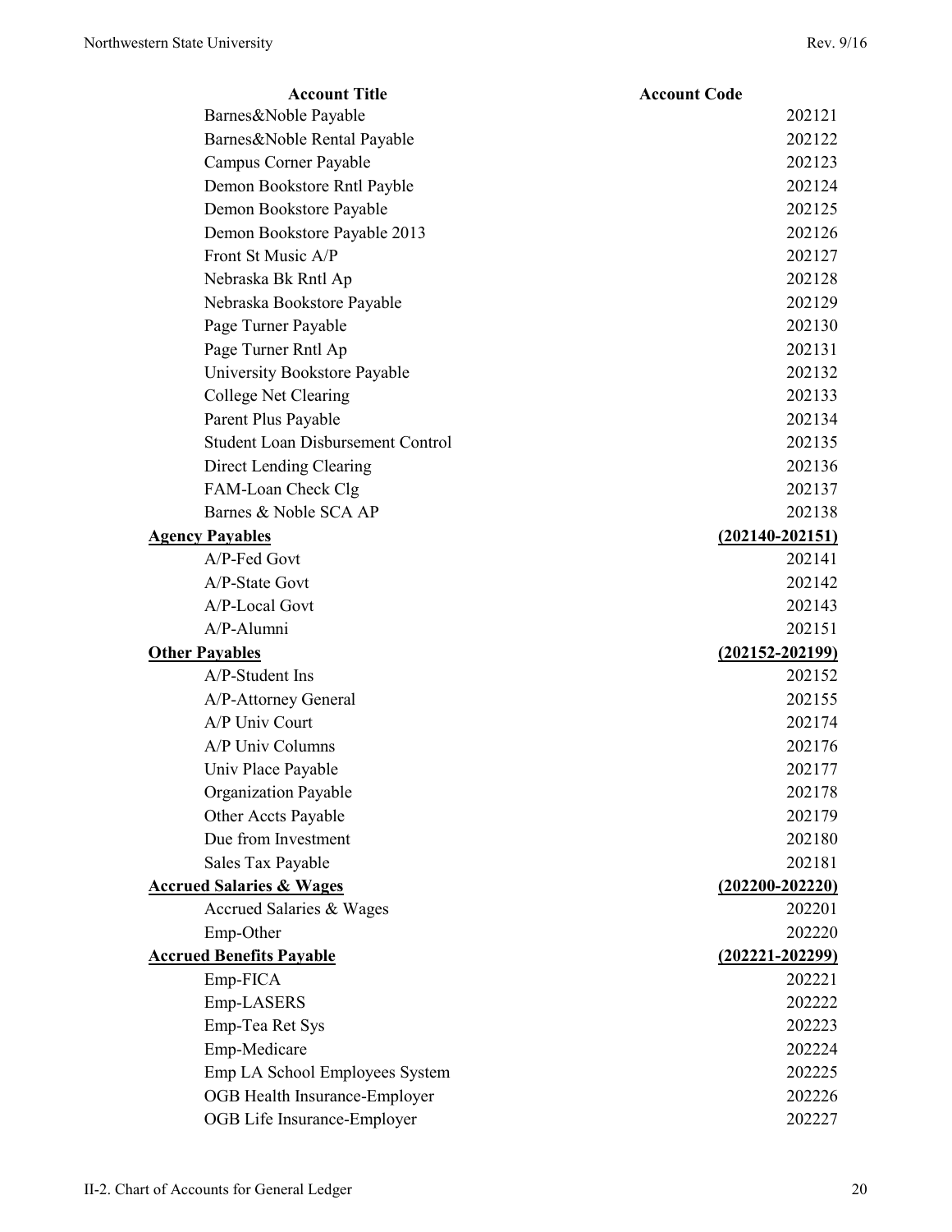| Account Title | Account Code |
|---|---|
| Barnes&Noble Payable | 202121 |
| Barnes&Noble Rental Payable | 202122 |
| Campus Corner Payable | 202123 |
| Demon Bookstore Rntl Payble | 202124 |
| Demon Bookstore Payable | 202125 |
| Demon Bookstore Payable 2013 | 202126 |
| Front St Music A/P | 202127 |
| Nebraska Bk Rntl Ap | 202128 |
| Nebraska Bookstore Payable | 202129 |
| Page Turner Payable | 202130 |
| Page Turner Rntl Ap | 202131 |
| University Bookstore Payable | 202132 |
| College Net Clearing | 202133 |
| Parent Plus Payable | 202134 |
| Student Loan Disbursement Control | 202135 |
| Direct Lending Clearing | 202136 |
| FAM-Loan Check Clg | 202137 |
| Barnes & Noble SCA AP | 202138 |
| **Agency Payables** | **(202140-202151)** |
| A/P-Fed Govt | 202141 |
| A/P-State Govt | 202142 |
| A/P-Local Govt | 202143 |
| A/P-Alumni | 202151 |
| **Other Payables** | **(202152-202199)** |
| A/P-Student Ins | 202152 |
| A/P-Attorney General | 202155 |
| A/P Univ Court | 202174 |
| A/P Univ Columns | 202176 |
| Univ Place Payable | 202177 |
| Organization Payable | 202178 |
| Other Accts Payable | 202179 |
| Due from Investment | 202180 |
| Sales Tax Payable | 202181 |
| **Accrued Salaries & Wages** | **(202200-202220)** |
| Accrued Salaries & Wages | 202201 |
| Emp-Other | 202220 |
| **Accrued Benefits Payable** | **(202221-202299)** |
| Emp-FICA | 202221 |
| Emp-LASERS | 202222 |
| Emp-Tea Ret Sys | 202223 |
| Emp-Medicare | 202224 |
| Emp LA School Employees System | 202225 |
| OGB Health Insurance-Employer | 202226 |
| OGB Life Insurance-Employer | 202227 |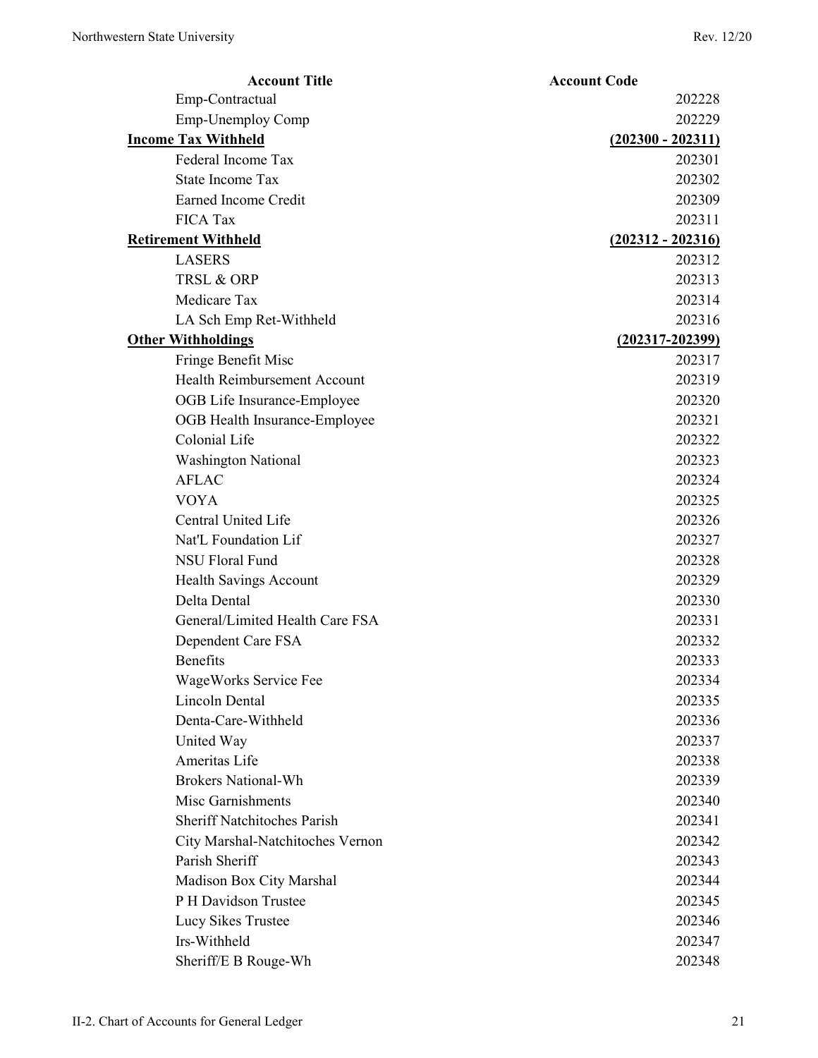| Account Title | Account Code |
|---|---|
| Emp-Contractual | 202228 |
| Emp-Unemploy Comp | 202229 |
| **Income Tax Withheld** | **(202300 - 202311)** |
| Federal Income Tax | 202301 |
| State Income Tax | 202302 |
| Earned Income Credit | 202309 |
| FICA Tax | 202311 |
| **Retirement Withheld** | **(202312 - 202316)** |
| LASERS | 202312 |
| TRSL & ORP | 202313 |
| Medicare Tax | 202314 |
| LA Sch Emp Ret-Withheld | 202316 |
| **Other Withholdings** | **(202317-202399)** |
| Fringe Benefit Misc | 202317 |
| Health Reimbursement Account | 202319 |
| OGB Life Insurance-Employee | 202320 |
| OGB Health Insurance-Employee | 202321 |
| Colonial Life | 202322 |
| Washington National | 202323 |
| AFLAC | 202324 |
| VOYA | 202325 |
| Central United Life | 202326 |
| Nat'L Foundation Lif | 202327 |
| NSU Floral Fund | 202328 |
| Health Savings Account | 202329 |
| Delta Dental | 202330 |
| General/Limited Health Care FSA | 202331 |
| Dependent Care FSA | 202332 |
| Benefits | 202333 |
| WageWorks Service Fee | 202334 |
| Lincoln Dental | 202335 |
| Denta-Care-Withheld | 202336 |
| United Way | 202337 |
| Ameritas Life | 202338 |
| Brokers National-Wh | 202339 |
| Misc Garnishments | 202340 |
| Sheriff Natchitoches Parish | 202341 |
| City Marshal-Natchitoches Vernon | 202342 |
| Parish Sheriff | 202343 |
| Madison Box City Marshal | 202344 |
| P H Davidson Trustee | 202345 |
| Lucy Sikes Trustee | 202346 |
| Irs-Withheld | 202347 |
| Sheriff/E B Rouge-Wh | 202348 |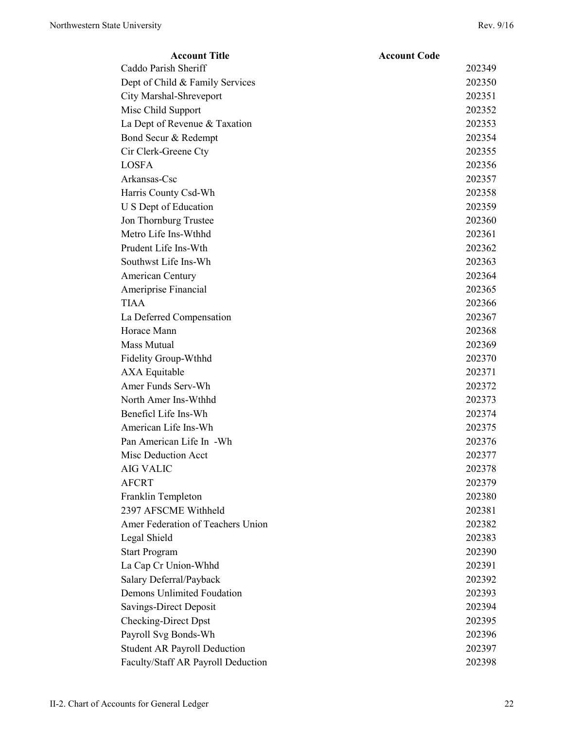| Account Title | Account Code |
| --- | --- |
| Caddo Parish Sheriff | 202349 |
| Dept of Child & Family Services | 202350 |
| City Marshal-Shreveport | 202351 |
| Misc Child Support | 202352 |
| La Dept of Revenue & Taxation | 202353 |
| Bond Secur & Redempt | 202354 |
| Cir Clerk-Greene Cty | 202355 |
| LOSFA | 202356 |
| Arkansas-Csc | 202357 |
| Harris County Csd-Wh | 202358 |
| U S Dept of Education | 202359 |
| Jon Thornburg Trustee | 202360 |
| Metro Life Ins-Wthhd | 202361 |
| Prudent Life Ins-Wth | 202362 |
| Southwst Life Ins-Wh | 202363 |
| American Century | 202364 |
| Ameriprise Financial | 202365 |
| TIAA | 202366 |
| La Deferred Compensation | 202367 |
| Horace Mann | 202368 |
| Mass Mutual | 202369 |
| Fidelity Group-Wthhd | 202370 |
| AXA Equitable | 202371 |
| Amer Funds Serv-Wh | 202372 |
| North Amer Ins-Wthhd | 202373 |
| Beneficl Life Ins-Wh | 202374 |
| American Life Ins-Wh | 202375 |
| Pan American Life In -Wh | 202376 |
| Misc Deduction Acct | 202377 |
| AIG VALIC | 202378 |
| AFCRT | 202379 |
| Franklin Templeton | 202380 |
| 2397 AFSCME Withheld | 202381 |
| Amer Federation of Teachers Union | 202382 |
| Legal Shield | 202383 |
| Start Program | 202390 |
| La Cap Cr Union-Whhd | 202391 |
| Salary Deferral/Payback | 202392 |
| Demons Unlimited Foudation | 202393 |
| Savings-Direct Deposit | 202394 |
| Checking-Direct Dpst | 202395 |
| Payroll Svg Bonds-Wh | 202396 |
| Student AR Payroll Deduction | 202397 |
| Faculty/Staff AR Payroll Deduction | 202398 |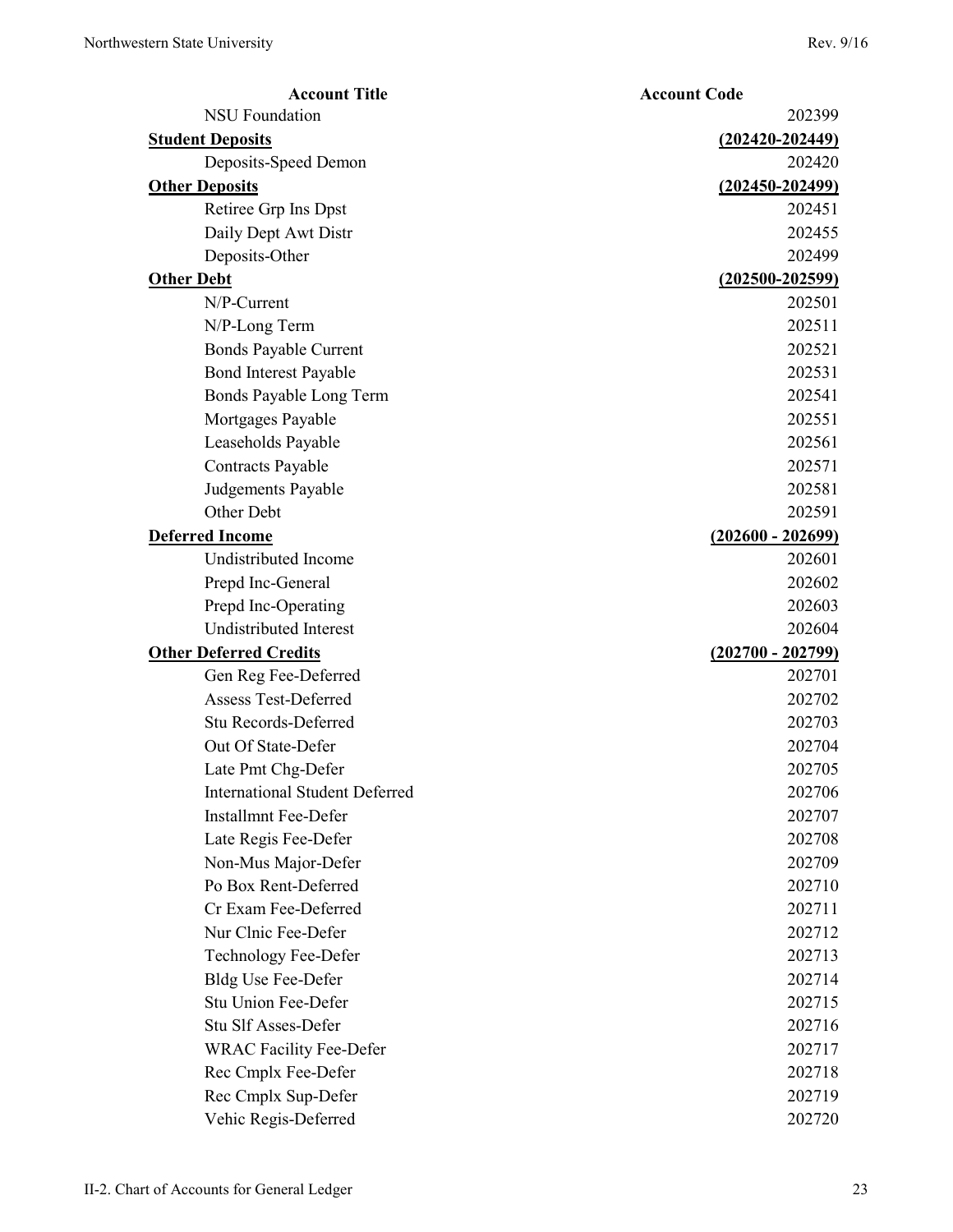| Account Title | Account Code |
|---|---|
| NSU Foundation | 202399 |
| **Student Deposits** | **(202420-202449)** |
| Deposits-Speed Demon | 202420 |
| **Other Deposits** | **(202450-202499)** |
| Retiree Grp Ins Dpst | 202451 |
| Daily Dept Awt Distr | 202455 |
| Deposits-Other | 202499 |
| **Other Debt** | **(202500-202599)** |
| N/P-Current | 202501 |
| N/P-Long Term | 202511 |
| Bonds Payable Current | 202521 |
| Bond Interest Payable | 202531 |
| Bonds Payable Long Term | 202541 |
| Mortgages Payable | 202551 |
| Leaseholds Payable | 202561 |
| Contracts Payable | 202571 |
| Judgements Payable | 202581 |
| Other Debt | 202591 |
| **Deferred Income** | **(202600 - 202699)** |
| Undistributed Income | 202601 |
| Prepd Inc-General | 202602 |
| Prepd Inc-Operating | 202603 |
| Undistributed Interest | 202604 |
| **Other Deferred Credits** | **(202700 - 202799)** |
| Gen Reg Fee-Deferred | 202701 |
| Assess Test-Deferred | 202702 |
| Stu Records-Deferred | 202703 |
| Out Of State-Defer | 202704 |
| Late Pmt Chg-Defer | 202705 |
| International Student Deferred | 202706 |
| Installmnt Fee-Defer | 202707 |
| Late Regis Fee-Defer | 202708 |
| Non-Mus Major-Defer | 202709 |
| Po Box Rent-Deferred | 202710 |
| Cr Exam Fee-Deferred | 202711 |
| Nur Clnic Fee-Defer | 202712 |
| Technology Fee-Defer | 202713 |
| Bldg Use Fee-Defer | 202714 |
| Stu Union Fee-Defer | 202715 |
| Stu Slf Asses-Defer | 202716 |
| WRAC Facility Fee-Defer | 202717 |
| Rec Cmplx Fee-Defer | 202718 |
| Rec Cmplx Sup-Defer | 202719 |
| Vehic Regis-Deferred | 202720 |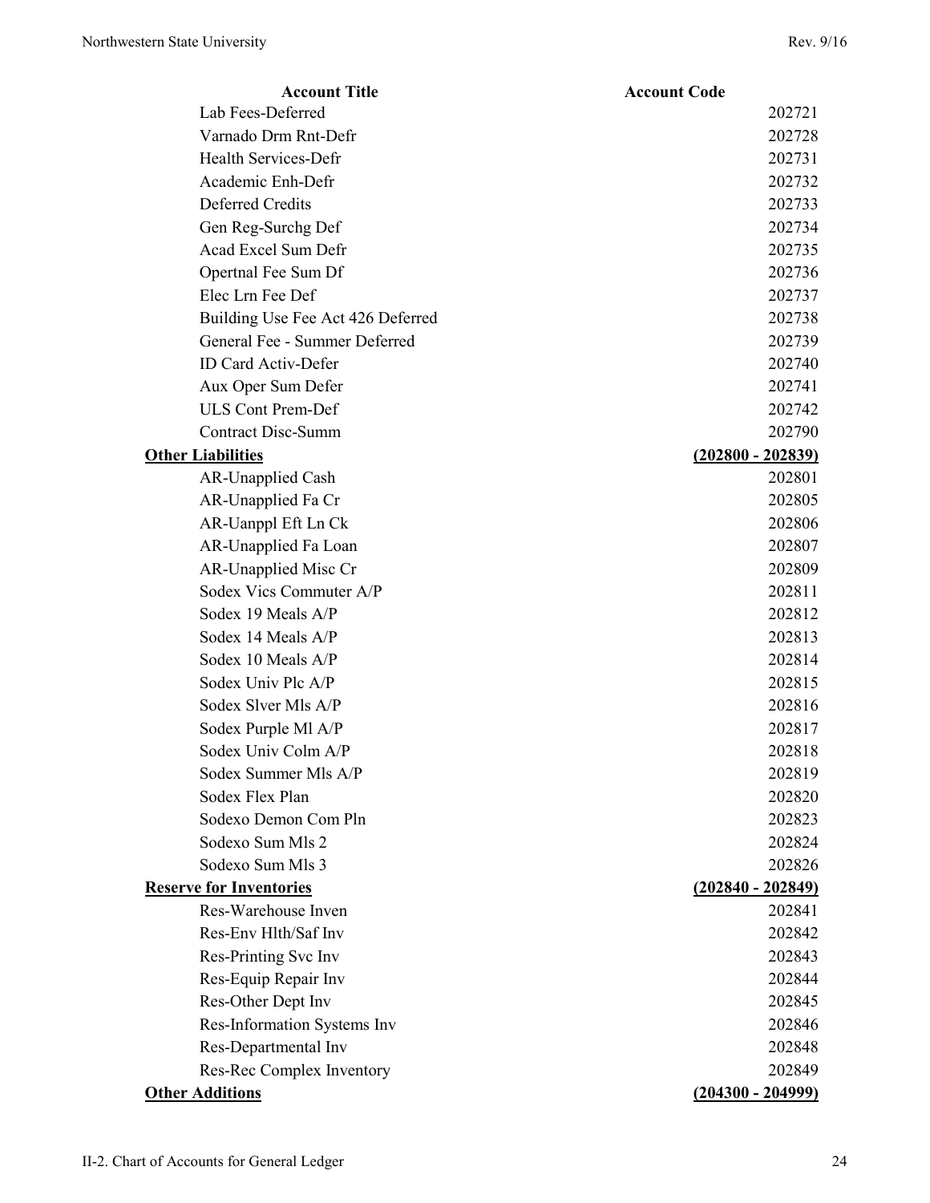| Account Title | Account Code |
|---|---|
| Lab Fees-Deferred | 202721 |
| Varnado Drm Rnt-Defr | 202728 |
| Health Services-Defr | 202731 |
| Academic Enh-Defr | 202732 |
| Deferred Credits | 202733 |
| Gen Reg-Surchg Def | 202734 |
| Acad Excel Sum Defr | 202735 |
| Opertnal Fee Sum Df | 202736 |
| Elec Lrn Fee Def | 202737 |
| Building Use Fee Act 426 Deferred | 202738 |
| General Fee - Summer Deferred | 202739 |
| ID Card Activ-Defer | 202740 |
| Aux Oper Sum Defer | 202741 |
| ULS Cont Prem-Def | 202742 |
| Contract Disc-Summ | 202790 |
| **Other Liabilities** | **(202800 - 202839)** |
| AR-Unapplied Cash | 202801 |
| AR-Unapplied Fa Cr | 202805 |
| AR-Uanppl Eft Ln Ck | 202806 |
| AR-Unapplied Fa Loan | 202807 |
| AR-Unapplied Misc Cr | 202809 |
| Sodex Vics Commuter A/P | 202811 |
| Sodex 19 Meals A/P | 202812 |
| Sodex 14 Meals A/P | 202813 |
| Sodex 10 Meals A/P | 202814 |
| Sodex Univ Plc A/P | 202815 |
| Sodex Slver Mls A/P | 202816 |
| Sodex Purple Ml A/P | 202817 |
| Sodex Univ Colm A/P | 202818 |
| Sodex Summer Mls A/P | 202819 |
| Sodex Flex Plan | 202820 |
| Sodexo Demon Com Pln | 202823 |
| Sodexo Sum Mls 2 | 202824 |
| Sodexo Sum Mls 3 | 202826 |
| **Reserve for Inventories** | **(202840 - 202849)** |
| Res-Warehouse Inven | 202841 |
| Res-Env Hlth/Saf Inv | 202842 |
| Res-Printing Svc Inv | 202843 |
| Res-Equip Repair Inv | 202844 |
| Res-Other Dept Inv | 202845 |
| Res-Information Systems Inv | 202846 |
| Res-Departmental Inv | 202848 |
| Res-Rec Complex Inventory | 202849 |
| **Other Additions** | **(204300 - 204999)** |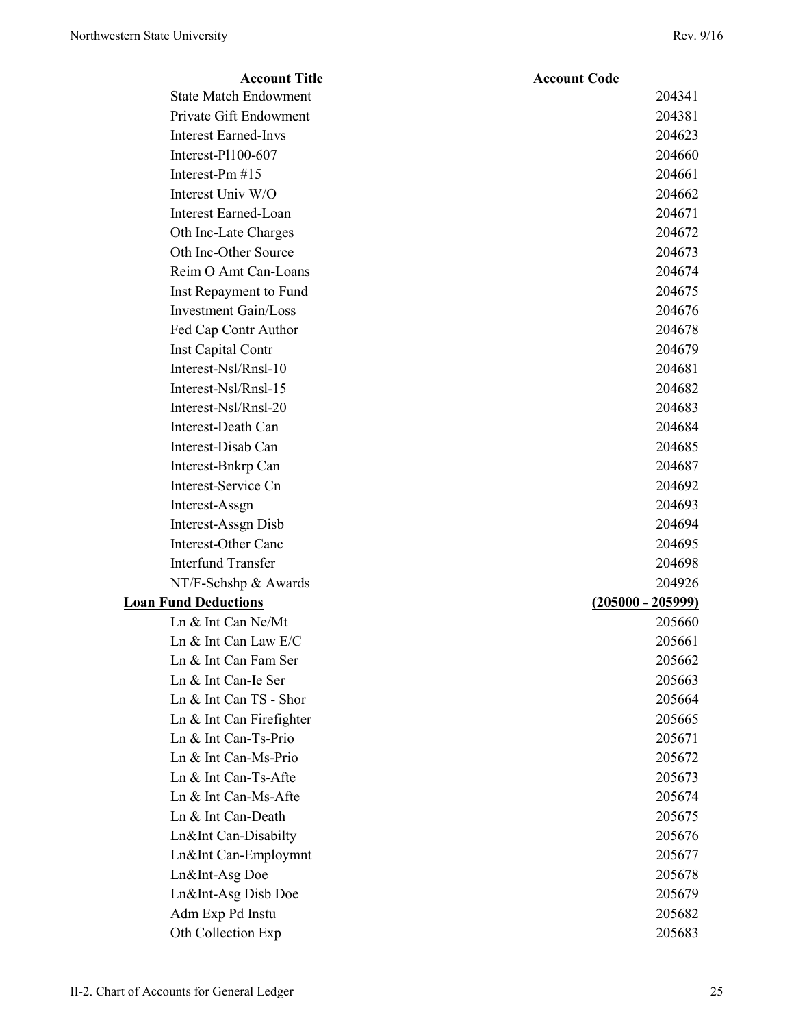| Account Title | Account Code |
|---|---|
| State Match Endowment | 204341 |
| Private Gift Endowment | 204381 |
| Interest Earned-Invs | 204623 |
| Interest-Pl100-607 | 204660 |
| Interest-Pm #15 | 204661 |
| Interest Univ W/O | 204662 |
| Interest Earned-Loan | 204671 |
| Oth Inc-Late Charges | 204672 |
| Oth Inc-Other Source | 204673 |
| Reim O Amt Can-Loans | 204674 |
| Inst Repayment to Fund | 204675 |
| Investment Gain/Loss | 204676 |
| Fed Cap Contr Author | 204678 |
| Inst Capital Contr | 204679 |
| Interest-Nsl/Rnsl-10 | 204681 |
| Interest-Nsl/Rnsl-15 | 204682 |
| Interest-Nsl/Rnsl-20 | 204683 |
| Interest-Death Can | 204684 |
| Interest-Disab Can | 204685 |
| Interest-Bnkrp Can | 204687 |
| Interest-Service Cn | 204692 |
| Interest-Assgn | 204693 |
| Interest-Assgn Disb | 204694 |
| Interest-Other Canc | 204695 |
| Interfund Transfer | 204698 |
| NT/F-Schshp & Awards | 204926 |
| **Loan Fund Deductions** | **(205000 - 205999)** |
| Ln & Int Can Ne/Mt | 205660 |
| Ln & Int Can Law E/C | 205661 |
| Ln & Int Can Fam Ser | 205662 |
| Ln & Int Can-Ie Ser | 205663 |
| Ln & Int Can TS - Shor | 205664 |
| Ln & Int Can Firefighter | 205665 |
| Ln & Int Can-Ts-Prio | 205671 |
| Ln & Int Can-Ms-Prio | 205672 |
| Ln & Int Can-Ts-Afte | 205673 |
| Ln & Int Can-Ms-Afte | 205674 |
| Ln & Int Can-Death | 205675 |
| Ln&Int Can-Disabilty | 205676 |
| Ln&Int Can-Employmnt | 205677 |
| Ln&Int-Asg Doe | 205678 |
| Ln&Int-Asg Disb Doe | 205679 |
| Adm Exp Pd Instu | 205682 |
| Oth Collection Exp | 205683 |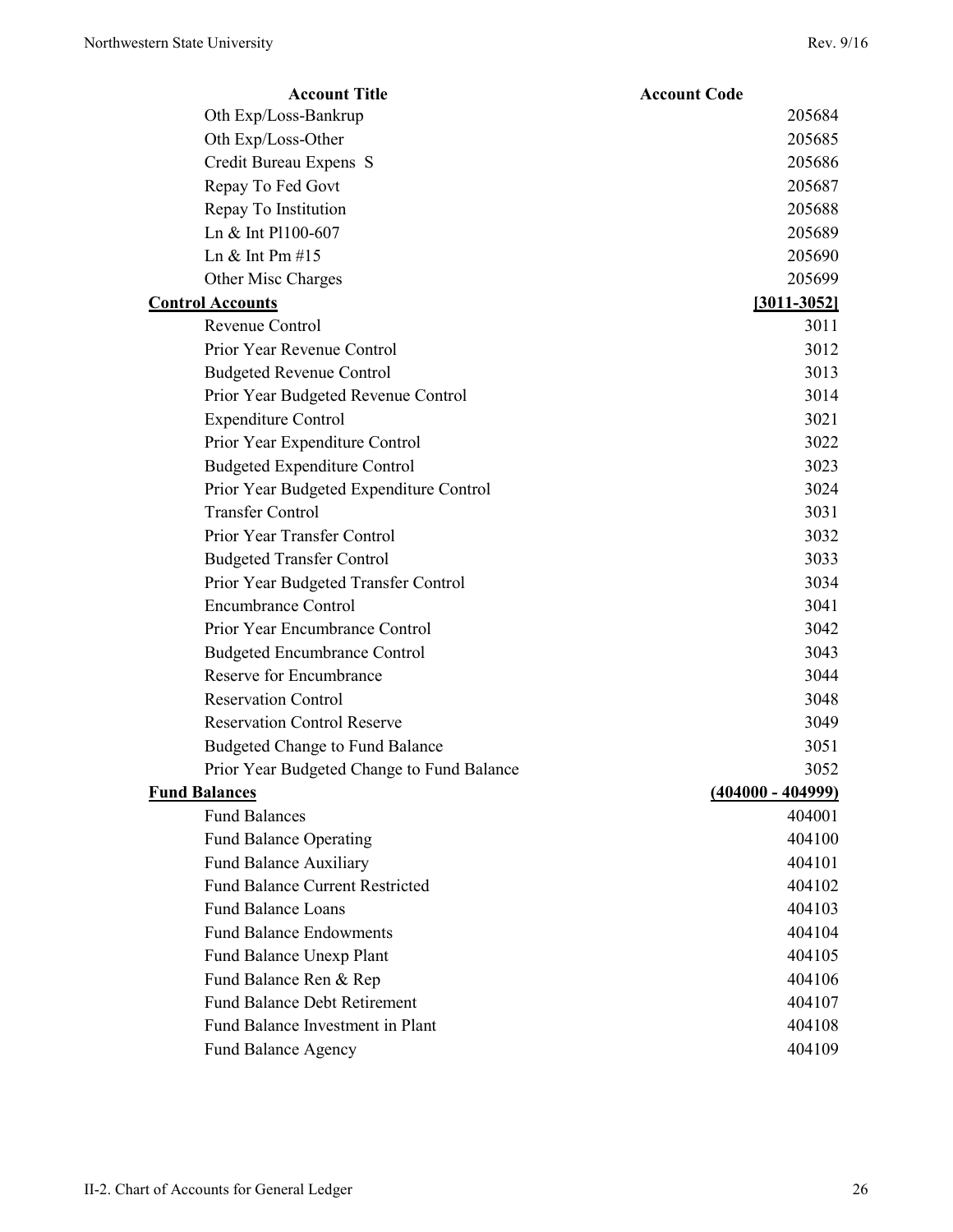| Account Title | Account Code |
|---|---|
| Oth Exp/Loss-Bankrup | 205684 |
| Oth Exp/Loss-Other | 205685 |
| Credit Bureau Expens S | 205686 |
| Repay To Fed Govt | 205687 |
| Repay To Institution | 205688 |
| Ln & Int Pl100-607 | 205689 |
| Ln & Int Pm #15 | 205690 |
| Other Misc Charges | 205699 |
| **Control Accounts** | **[3011-3052]** |
| Revenue Control | 3011 |
| Prior Year Revenue Control | 3012 |
| Budgeted Revenue Control | 3013 |
| Prior Year Budgeted Revenue Control | 3014 |
| Expenditure Control | 3021 |
| Prior Year Expenditure Control | 3022 |
| Budgeted Expenditure Control | 3023 |
| Prior Year Budgeted Expenditure Control | 3024 |
| Transfer Control | 3031 |
| Prior Year Transfer Control | 3032 |
| Budgeted Transfer Control | 3033 |
| Prior Year Budgeted Transfer Control | 3034 |
| Encumbrance Control | 3041 |
| Prior Year Encumbrance Control | 3042 |
| Budgeted Encumbrance Control | 3043 |
| Reserve for Encumbrance | 3044 |
| Reservation Control | 3048 |
| Reservation Control Reserve | 3049 |
| Budgeted Change to Fund Balance | 3051 |
| Prior Year Budgeted Change to Fund Balance | 3052 |
| **Fund Balances** | **(404000 - 404999)** |
| Fund Balances | 404001 |
| Fund Balance Operating | 404100 |
| Fund Balance Auxiliary | 404101 |
| Fund Balance Current Restricted | 404102 |
| Fund Balance Loans | 404103 |
| Fund Balance Endowments | 404104 |
| Fund Balance Unexp Plant | 404105 |
| Fund Balance Ren & Rep | 404106 |
| Fund Balance Debt Retirement | 404107 |
| Fund Balance Investment in Plant | 404108 |
| Fund Balance Agency | 404109 |